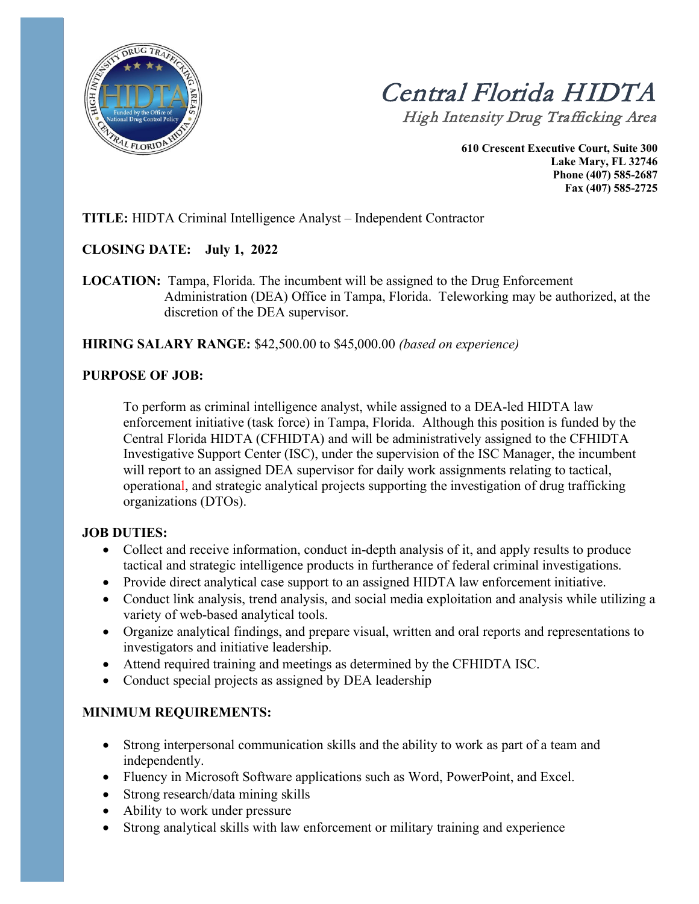# Central Florida HIDTA

## High Intensity Drug Trafficking Area

**610 Crescent Executive Court, Suite 300**
**Lake Mary, FL 32746**
**Phone (407) 585-2687**
**Fax (407) 585-2725**

**TITLE:** HIDTA Criminal Intelligence Analyst – Independent Contractor

**CLOSING DATE: July 1, 2022**

**LOCATION:** Tampa, Florida. The incumbent will be assigned to the Drug Enforcement Administration (DEA) Office in Tampa, Florida. Teleworking may be authorized, at the discretion of the DEA supervisor.

**HIRING SALARY RANGE:** $42,500.00 to $45,000.00 *(based on experience)*

**PURPOSE OF JOB:**

To perform as criminal intelligence analyst, while assigned to a DEA-led HIDTA law enforcement initiative (task force) in Tampa, Florida. Although this position is funded by the Central Florida HIDTA (CFHIDTA) and will be administratively assigned to the CFHIDTA Investigative Support Center (ISC), under the supervision of the ISC Manager, the incumbent will report to an assigned DEA supervisor for daily work assignments relating to tactical, operational, and strategic analytical projects supporting the investigation of drug trafficking organizations (DTOs).

**JOB DUTIES:**

- Collect and receive information, conduct in-depth analysis of it, and apply results to produce tactical and strategic intelligence products in furtherance of federal criminal investigations.
- Provide direct analytical case support to an assigned HIDTA law enforcement initiative.
- Conduct link analysis, trend analysis, and social media exploitation and analysis while utilizing a variety of web-based analytical tools.
- Organize analytical findings, and prepare visual, written and oral reports and representations to investigators and initiative leadership.
- Attend required training and meetings as determined by the CFHIDTA ISC.
- Conduct special projects as assigned by DEA leadership

**MINIMUM REQUIREMENTS:**

- Strong interpersonal communication skills and the ability to work as part of a team and independently.
- Fluency in Microsoft Software applications such as Word, PowerPoint, and Excel.
- Strong research/data mining skills
- Ability to work under pressure
- Strong analytical skills with law enforcement or military training and experience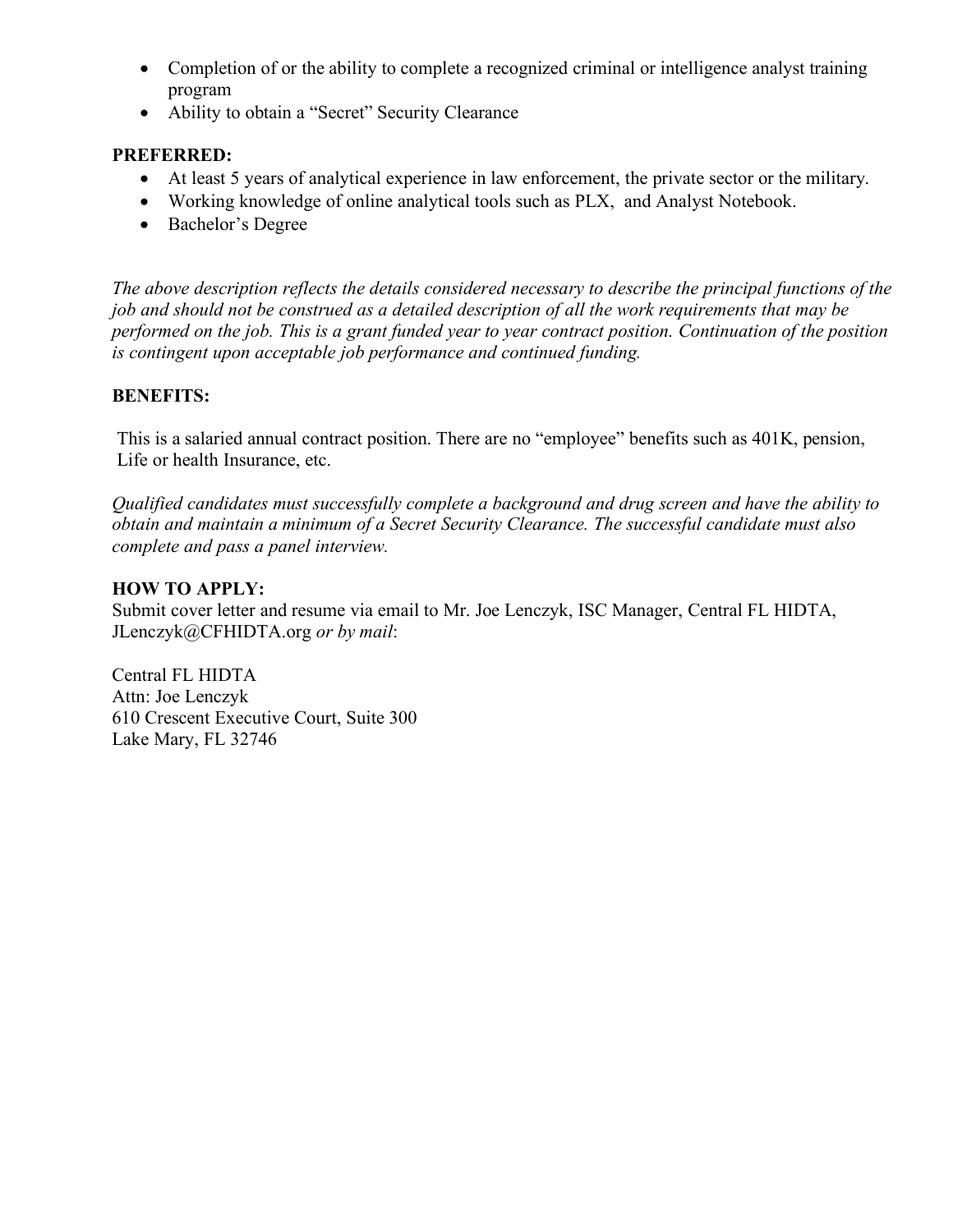- Completion of or the ability to complete a recognized criminal or intelligence analyst training program
- Ability to obtain a "Secret" Security Clearance

**PREFERRED:**

- At least 5 years of analytical experience in law enforcement, the private sector or the military.
- Working knowledge of online analytical tools such as PLX, and Analyst Notebook.
- Bachelor's Degree

*The above description reflects the details considered necessary to describe the principal functions of the job and should not be construed as a detailed description of all the work requirements that may be performed on the job. This is a grant funded year to year contract position. Continuation of the position is contingent upon acceptable job performance and continued funding.*

**BENEFITS:**

This is a salaried annual contract position. There are no "employee" benefits such as 401K, pension, Life or health Insurance, etc.

*Qualified candidates must successfully complete a background and drug screen and have the ability to obtain and maintain a minimum of a Secret Security Clearance. The successful candidate must also complete and pass a panel interview.*

**HOW TO APPLY:**

Submit cover letter and resume via email to Mr. Joe Lenczyk, ISC Manager, Central FL HIDTA, JLenczyk@CFHIDTA.org *or by mail*:

Central FL HIDTA
Attn: Joe Lenczyk
610 Crescent Executive Court, Suite 300
Lake Mary, FL 32746